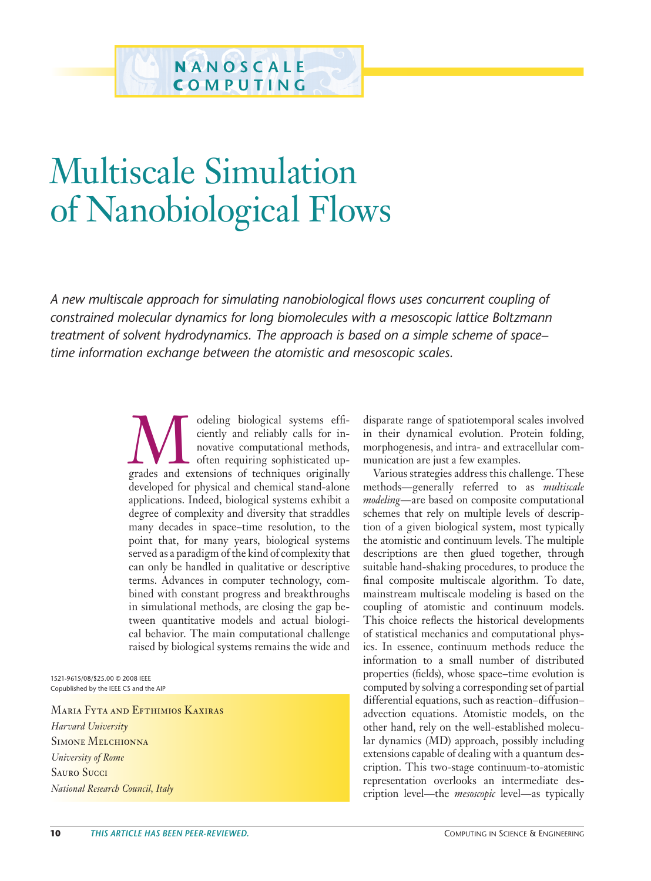NANOSCALE COMPUTING

# Multiscale Simulation of Nanobiological Flows

*A new multiscale approach for simulating nanobiological flows uses concurrent coupling of constrained molecular dynamics for long biomolecules with a mesoscopic lattice Boltzmann treatment of solvent hydrodynamics. The approach is based on a simple scheme of space–time information exchange between the atomistic and mesoscopic scales.*

Modeling biological systems efficiently and reliably calls for innovative computational methods, often requiring sophisticated upgrades and extensions of techniques originally developed for physical and chemical stand-alone applications. Indeed, biological systems exhibit a degree of complexity and diversity that straddles many decades in space–time resolution, to the point that, for many years, biological systems served as a paradigm of the kind of complexity that can only be handled in qualitative or descriptive terms. Advances in computer technology, combined with constant progress and breakthroughs in simulational methods, are closing the gap between quantitative models and actual biological behavior. The main computational challenge raised by biological systems remains the wide and disparate range of spatiotemporal scales involved in their dynamical evolution. Protein folding, morphogenesis, and intra- and extracellular communication are just a few examples.

1521-9615/08/$25.00 © 2008 IEEE
Copublished by the IEEE CS and the AIP

Maria Fyta and Efthimios Kaxiras
*Harvard University*
Simone Melchionna
*University of Rome*
Sauro Succi
*National Research Council, Italy*

Various strategies address this challenge. These methods—generally referred to as *multiscale modeling*—are based on composite computational schemes that rely on multiple levels of description of a given biological system, most typically the atomistic and continuum levels. The multiple descriptions are then glued together, through suitable hand-shaking procedures, to produce the final composite multiscale algorithm. To date, mainstream multiscale modeling is based on the coupling of atomistic and continuum models. This choice reflects the historical developments of statistical mechanics and computational physics. In essence, continuum methods reduce the information to a small number of distributed properties (fields), whose space–time evolution is computed by solving a corresponding set of partial differential equations, such as reaction–diffusion–advection equations. Atomistic models, on the other hand, rely on the well-established molecular dynamics (MD) approach, possibly including extensions capable of dealing with a quantum description. This two-stage continuum-to-atomistic representation overlooks an intermediate description level—the *mesoscopic* level—as typically

THIS ARTICLE HAS BEEN PEER-REVIEWED.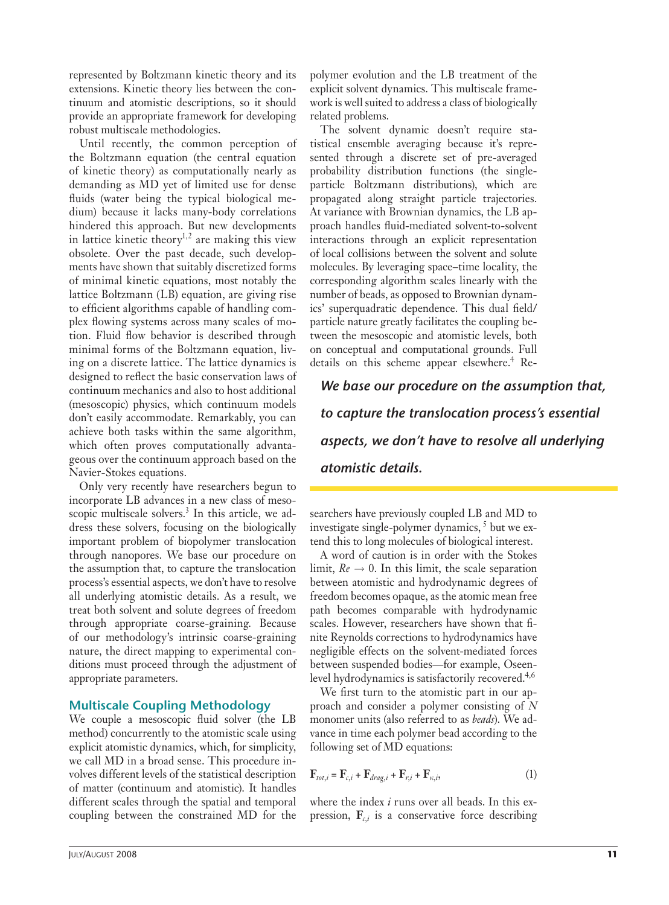represented by Boltzmann kinetic theory and its extensions. Kinetic theory lies between the continuum and atomistic descriptions, so it should provide an appropriate framework for developing robust multiscale methodologies.

Until recently, the common perception of the Boltzmann equation (the central equation of kinetic theory) as computationally nearly as demanding as MD yet of limited use for dense fluids (water being the typical biological medium) because it lacks many-body correlations hindered this approach. But new developments in lattice kinetic theory[1,2] are making this view obsolete. Over the past decade, such developments have shown that suitably discretized forms of minimal kinetic equations, most notably the lattice Boltzmann (LB) equation, are giving rise to efficient algorithms capable of handling complex flowing systems across many scales of motion. Fluid flow behavior is described through minimal forms of the Boltzmann equation, living on a discrete lattice. The lattice dynamics is designed to reflect the basic conservation laws of continuum mechanics and also to host additional (mesoscopic) physics, which continuum models don't easily accommodate. Remarkably, you can achieve both tasks within the same algorithm, which often proves computationally advantageous over the continuum approach based on the Navier-Stokes equations.

Only very recently have researchers begun to incorporate LB advances in a new class of mesoscopic multiscale solvers.[3] In this article, we address these solvers, focusing on the biologically important problem of biopolymer translocation through nanopores. We base our procedure on the assumption that, to capture the translocation process's essential aspects, we don't have to resolve all underlying atomistic details. As a result, we treat both solvent and solute degrees of freedom through appropriate coarse-graining. Because of our methodology's intrinsic coarse-graining nature, the direct mapping to experimental conditions must proceed through the adjustment of appropriate parameters.

## Multiscale Coupling Methodology

We couple a mesoscopic fluid solver (the LB method) concurrently to the atomistic scale using explicit atomistic dynamics, which, for simplicity, we call MD in a broad sense. This procedure involves different levels of the statistical description of matter (continuum and atomistic). It handles different scales through the spatial and temporal coupling between the constrained MD for the polymer evolution and the LB treatment of the explicit solvent dynamics. This multiscale framework is well suited to address a class of biologically related problems.

The solvent dynamic doesn't require statistical ensemble averaging because it's represented through a discrete set of pre-averaged probability distribution functions (the single-particle Boltzmann distributions), which are propagated along straight particle trajectories. At variance with Brownian dynamics, the LB approach handles fluid-mediated solvent-to-solvent interactions through an explicit representation of local collisions between the solvent and solute molecules. By leveraging space–time locality, the corresponding algorithm scales linearly with the number of beads, as opposed to Brownian dynamics' superquadratic dependence. This dual field/particle nature greatly facilitates the coupling between the mesoscopic and atomistic levels, both on conceptual and computational grounds. Full details on this scheme appear elsewhere.[4] Researchers have previously coupled LB and MD to investigate single-polymer dynamics,[5] but we extend this to long molecules of biological interest.

*We base our procedure on the assumption that, to capture the translocation process's essential aspects, we don't have to resolve all underlying atomistic details.*

A word of caution is in order with the Stokes limit, $Re \rightarrow 0$. In this limit, the scale separation between atomistic and hydrodynamic degrees of freedom becomes opaque, as the atomic mean free path becomes comparable with hydrodynamic scales. However, researchers have shown that finite Reynolds corrections to hydrodynamics have negligible effects on the solvent-mediated forces between suspended bodies—for example, Oseen-level hydrodynamics is satisfactorily recovered.[4,6]

We first turn to the atomistic part in our approach and consider a polymer consisting of $N$ monomer units (also referred to as *beads*). We advance in time each polymer bead according to the following set of MD equations:

$$\mathbf{F}_{tot,i} = \mathbf{F}_{c,i} + \mathbf{F}_{drag,i} + \mathbf{F}_{r,i} + \mathbf{F}_{\kappa,i}, \qquad (1)$$

where the index $i$ runs over all beads. In this expression, $\mathbf{F}_{c,i}$ is a conservative force describing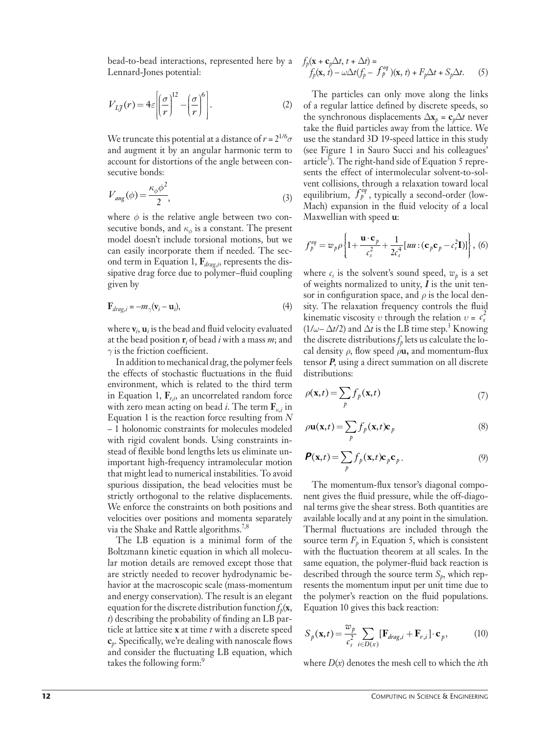bead-to-bead interactions, represented here by a Lennard-Jones potential:

$$V_{LJ}(r) = 4\varepsilon\left[\left(\frac{\sigma}{r}\right)^{12} - \left(\frac{\sigma}{r}\right)^{6}\right]. \tag{2}$$

We truncate this potential at a distance of $r = 2^{1/6}\sigma$ and augment it by an angular harmonic term to account for distortions of the angle between consecutive bonds:

$$V_{ang}(\phi) = \frac{\kappa_\phi \phi^2}{2}, \tag{3}$$

where $\phi$ is the relative angle between two consecutive bonds, and $\kappa_\phi$ is a constant. The present model doesn't include torsional motions, but we can easily incorporate them if needed. The second term in Equation 1, $\mathbf{F}_{drag,i}$, represents the dissipative drag force due to polymer–fluid coupling given by

$$\mathbf{F}_{drag,i} = -m\gamma(\mathbf{v}_i - \mathbf{u}_i), \tag{4}$$

where $\mathbf{v}_i$, $\mathbf{u}_i$ is the bead and fluid velocity evaluated at the bead position $\mathbf{r}_i$ of bead $i$ with a mass $m$; and $\gamma$ is the friction coefficient.

In addition to mechanical drag, the polymer feels the effects of stochastic fluctuations in the fluid environment, which is related to the third term in Equation 1, $\mathbf{F}_{r,i}$, an uncorrelated random force with zero mean acting on bead $i$. The term $\mathbf{F}_{\kappa,i}$ in Equation 1 is the reaction force resulting from $N - 1$ holonomic constraints for molecules modeled with rigid covalent bonds. Using constraints instead of flexible bond lengths lets us eliminate unimportant high-frequency intramolecular motion that might lead to numerical instabilities. To avoid spurious dissipation, the bead velocities must be strictly orthogonal to the relative displacements. We enforce the constraints on both positions and velocities over positions and momenta separately via the Shake and Rattle algorithms.[7,8]

The LB equation is a minimal form of the Boltzmann kinetic equation in which all molecular motion details are removed except those that are strictly needed to recover hydrodynamic behavior at the macroscopic scale (mass-momentum and energy conservation). The result is an elegant equation for the discrete distribution function $f_p(\mathbf{x}, t)$ describing the probability of finding an LB particle at lattice site $\mathbf{x}$ at time $t$ with a discrete speed $\mathbf{c}_p$. Specifically, we're dealing with nanoscale flows and consider the fluctuating LB equation, which takes the following form:[9]

$$f_p(\mathbf{x} + \mathbf{c}_p\Delta t, t + \Delta t) = f_p(\mathbf{x}, t) - \omega\Delta t(f_p - f_p^{eq})(\mathbf{x}, t) + F_p\Delta t + S_p\Delta t. \tag{5}$$

The particles can only move along the links of a regular lattice defined by discrete speeds, so the synchronous displacements $\Delta\mathbf{x}_p = \mathbf{c}_p\Delta t$ never take the fluid particles away from the lattice. We use the standard 3D 19-speed lattice in this study (see Figure 1 in Sauro Succi and his colleagues' article[3]). The right-hand side of Equation 5 represents the effect of intermolecular solvent-to-solvent collisions, through a relaxation toward local equilibrium, $f_p^{eq}$, typically a second-order (low-Mach) expansion in the fluid velocity of a local Maxwellian with speed $\mathbf{u}$:

$$f_p^{eq} = w_p\rho\left\{1 + \frac{\mathbf{u}\cdot\mathbf{c}_p}{c_s^2} + \frac{1}{2c_s^4}[uu:(\mathbf{c}_p\mathbf{c}_p - c_s^2\mathbf{I})]\right\}, \tag{6}$$

where $c_s$ is the solvent's sound speed, $w_p$ is a set of weights normalized to unity, $\mathbf{I}$ is the unit tensor in configuration space, and $\rho$ is the local density. The relaxation frequency controls the fluid kinematic viscosity $\upsilon$ through the relation $\upsilon = c_s^2(1/\omega - \Delta t/2)$ and $\Delta t$ is the LB time step.[3] Knowing the discrete distributions $f_p$ lets us calculate the local density $\rho$, flow speed $\rho\mathbf{u}$, and momentum-flux tensor $\boldsymbol{P}$, using a direct summation on all discrete distributions:

$$\rho(\mathbf{x}, t) = \sum_p f_p(\mathbf{x}, t) \tag{7}$$

$$\rho\mathbf{u}(\mathbf{x}, t) = \sum_p f_p(\mathbf{x}, t)\mathbf{c}_p \tag{8}$$

$$\boldsymbol{P}(\mathbf{x}, t) = \sum_p f_p(\mathbf{x}, t)\mathbf{c}_p\mathbf{c}_p. \tag{9}$$

The momentum-flux tensor's diagonal component gives the fluid pressure, while the off-diagonal terms give the shear stress. Both quantities are available locally and at any point in the simulation. Thermal fluctuations are included through the source term $F_p$ in Equation 5, which is consistent with the fluctuation theorem at all scales. In the same equation, the polymer-fluid back reaction is described through the source term $S_p$, which represents the momentum input per unit time due to the polymer's reaction on the fluid populations. Equation 10 gives this back reaction:

$$S_p(\mathbf{x}, t) = \frac{w_p}{c_s^2}\sum_{i\in D(x)}[\mathbf{F}_{drag,i} + \mathbf{F}_{r,i}]\cdot\mathbf{c}_p, \tag{10}$$

where $D(x)$ denotes the mesh cell to which the $i$th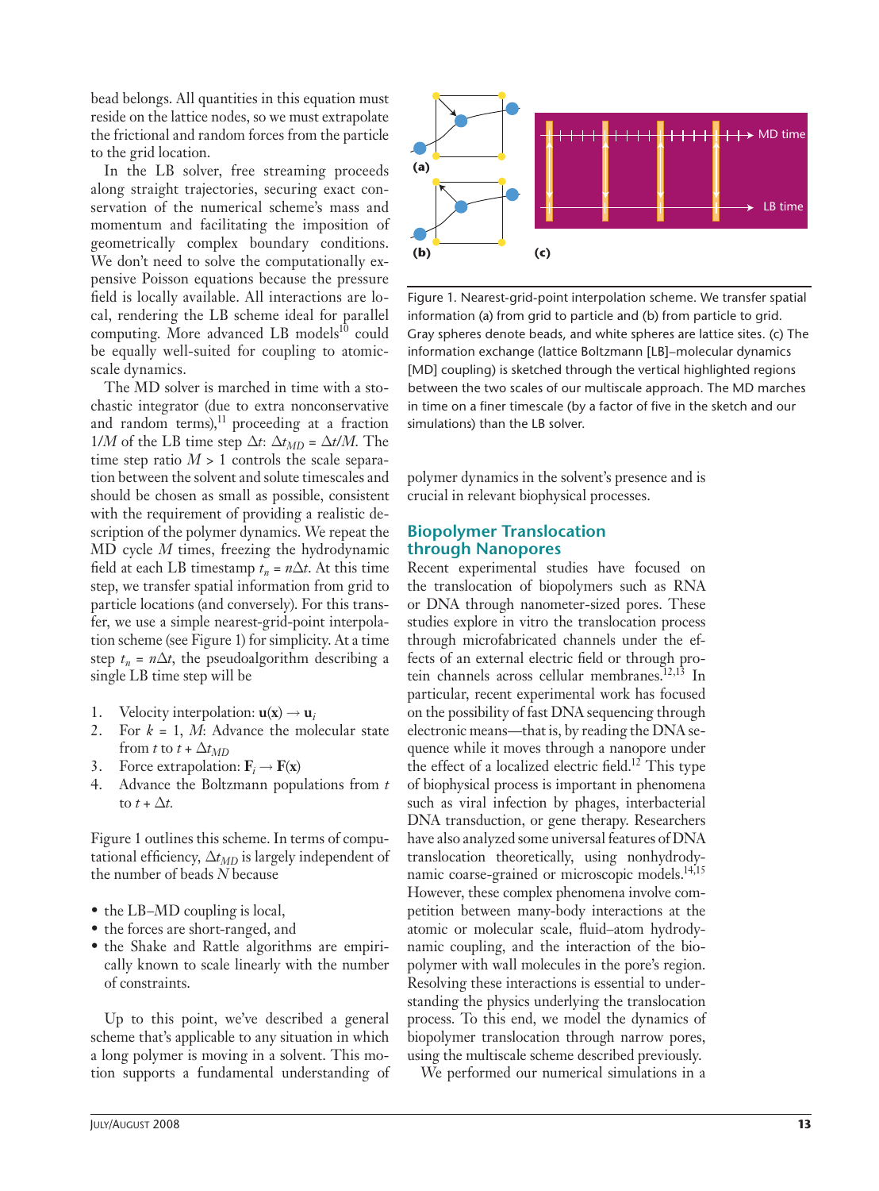bead belongs. All quantities in this equation must reside on the lattice nodes, so we must extrapolate the frictional and random forces from the particle to the grid location.

In the LB solver, free streaming proceeds along straight trajectories, securing exact conservation of the numerical scheme's mass and momentum and facilitating the imposition of geometrically complex boundary conditions. We don't need to solve the computationally expensive Poisson equations because the pressure field is locally available. All interactions are local, rendering the LB scheme ideal for parallel computing. More advanced LB models[10] could be equally well-suited for coupling to atomic-scale dynamics.

The MD solver is marched in time with a stochastic integrator (due to extra nonconservative and random terms),[11] proceeding at a fraction $1/M$ of the LB time step $\Delta t$: $\Delta t_{MD} = \Delta t/M$. The time step ratio $M > 1$ controls the scale separation between the solvent and solute timescales and should be chosen as small as possible, consistent with the requirement of providing a realistic description of the polymer dynamics. We repeat the MD cycle $M$ times, freezing the hydrodynamic field at each LB timestamp $t_n = n\Delta t$. At this time step, we transfer spatial information from grid to particle locations (and conversely). For this transfer, we use a simple nearest-grid-point interpolation scheme (see Figure 1) for simplicity. At a time step $t_n = n\Delta t$, the pseudoalgorithm describing a single LB time step will be

1. Velocity interpolation: $\mathbf{u}(\mathbf{x}) \rightarrow \mathbf{u}_i$
2. For $k = 1, M$: Advance the molecular state from $t$ to $t + \Delta t_{MD}$
3. Force extrapolation: $\mathbf{F}_i \rightarrow \mathbf{F}(\mathbf{x})$
4. Advance the Boltzmann populations from $t$ to $t + \Delta t$.

Figure 1 outlines this scheme. In terms of computational efficiency, $\Delta t_{MD}$ is largely independent of the number of beads $N$ because

- the LB–MD coupling is local,
- the forces are short-ranged, and
- the Shake and Rattle algorithms are empirically known to scale linearly with the number of constraints.

Up to this point, we've described a general scheme that's applicable to any situation in which a long polymer is moving in a solvent. This motion supports a fundamental understanding of polymer dynamics in the solvent's presence and is crucial in relevant biophysical processes.

Figure 1. Nearest-grid-point interpolation scheme. We transfer spatial information (a) from grid to particle and (b) from particle to grid. Gray spheres denote beads, and white spheres are lattice sites. (c) The information exchange (lattice Boltzmann [LB]–molecular dynamics [MD] coupling) is sketched through the vertical highlighted regions between the two scales of our multiscale approach. The MD marches in time on a finer timescale (by a factor of five in the sketch and our simulations) than the LB solver.

## Biopolymer Translocation through Nanopores

Recent experimental studies have focused on the translocation of biopolymers such as RNA or DNA through nanometer-sized pores. These studies explore in vitro the translocation process through microfabricated channels under the effects of an external electric field or through protein channels across cellular membranes.[12,13] In particular, recent experimental work has focused on the possibility of fast DNA sequencing through electronic means—that is, by reading the DNA sequence while it moves through a nanopore under the effect of a localized electric field.[12] This type of biophysical process is important in phenomena such as viral infection by phages, interbacterial DNA transduction, or gene therapy. Researchers have also analyzed some universal features of DNA translocation theoretically, using nonhydrodynamic coarse-grained or microscopic models.[14,15] However, these complex phenomena involve competition between many-body interactions at the atomic or molecular scale, fluid–atom hydrodynamic coupling, and the interaction of the biopolymer with wall molecules in the pore's region. Resolving these interactions is essential to understanding the physics underlying the translocation process. To this end, we model the dynamics of biopolymer translocation through narrow pores, using the multiscale scheme described previously.

We performed our numerical simulations in a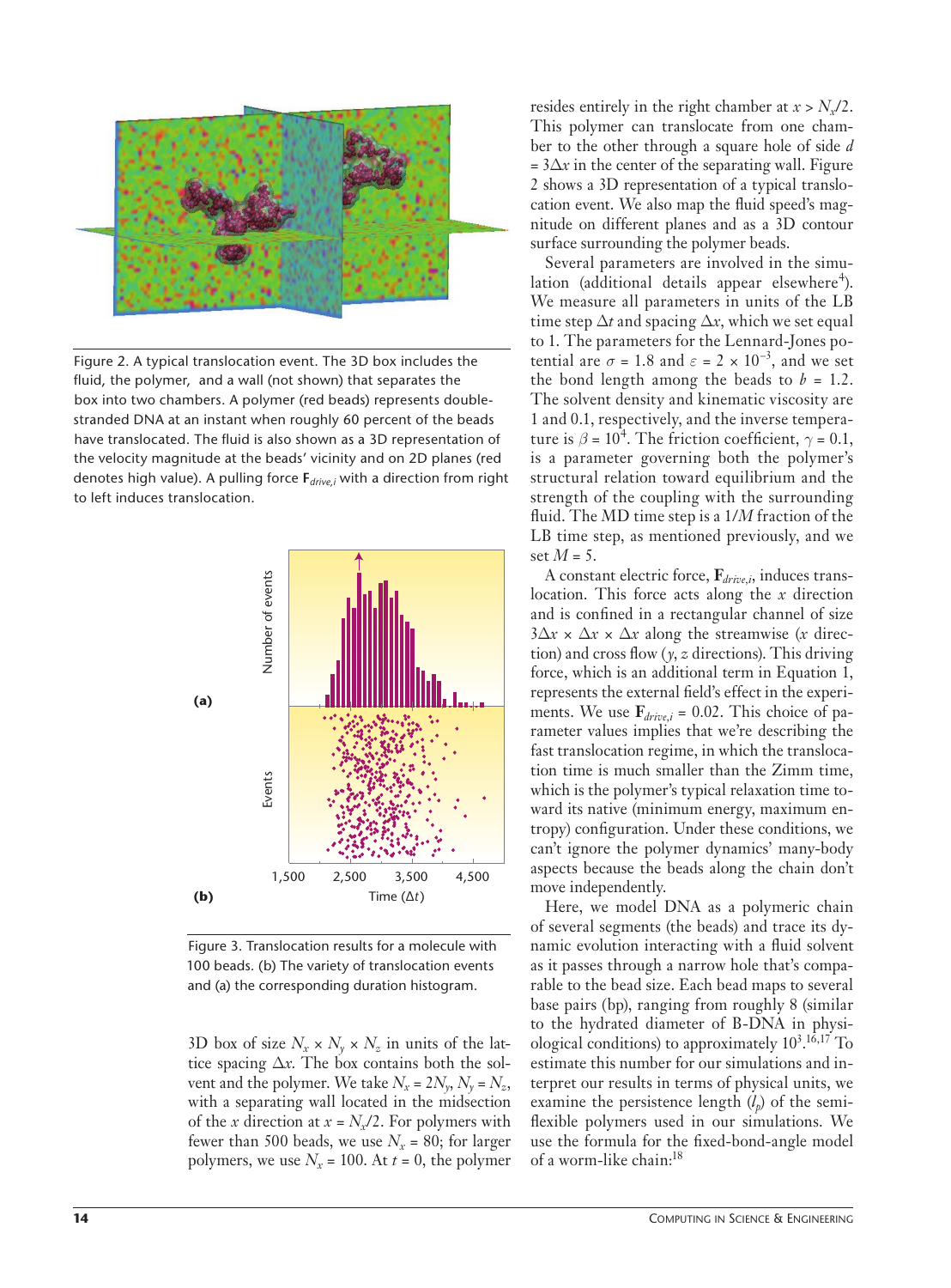Figure 2. A typical translocation event. The 3D box includes the fluid, the polymer, and a wall (not shown) that separates the box into two chambers. A polymer (red beads) represents double-stranded DNA at an instant when roughly 60 percent of the beads have translocated. The fluid is also shown as a 3D representation of the velocity magnitude at the beads' vicinity and on 2D planes (red denotes high value). A pulling force $\mathbf{F}_{drive,i}$ with a direction from right to left induces translocation.

Figure 3. Translocation results for a molecule with 100 beads. (b) The variety of translocation events and (a) the corresponding duration histogram.

3D box of size $N_x \times N_y \times N_z$ in units of the lattice spacing $\Delta x$. The box contains both the solvent and the polymer. We take $N_x = 2N_y$, $N_y = N_z$, with a separating wall located in the midsection of the $x$ direction at $x = N_x/2$. For polymers with fewer than 500 beads, we use $N_x = 80$; for larger polymers, we use $N_x = 100$. At $t = 0$, the polymer resides entirely in the right chamber at $x > N_x/2$. This polymer can translocate from one chamber to the other through a square hole of side $d = 3\Delta x$ in the center of the separating wall. Figure 2 shows a 3D representation of a typical translocation event. We also map the fluid speed's magnitude on different planes and as a 3D contour surface surrounding the polymer beads.

Several parameters are involved in the simulation (additional details appear elsewhere[4]). We measure all parameters in units of the LB time step $\Delta t$ and spacing $\Delta x$, which we set equal to 1. The parameters for the Lennard-Jones potential are $\sigma = 1.8$ and $\varepsilon = 2 \times 10^{-3}$, and we set the bond length among the beads to $b = 1.2$. The solvent density and kinematic viscosity are 1 and 0.1, respectively, and the inverse temperature is $\beta = 10^4$. The friction coefficient, $\gamma = 0.1$, is a parameter governing both the polymer's structural relation toward equilibrium and the strength of the coupling with the surrounding fluid. The MD time step is a $1/M$ fraction of the LB time step, as mentioned previously, and we set $M = 5$.

A constant electric force, $\mathbf{F}_{drive,i}$, induces translocation. This force acts along the $x$ direction and is confined in a rectangular channel of size $3\Delta x \times \Delta x \times \Delta x$ along the streamwise ($x$ direction) and cross flow ($y$, $z$ directions). This driving force, which is an additional term in Equation 1, represents the external field's effect in the experiments. We use $\mathbf{F}_{drive,i} = 0.02$. This choice of parameter values implies that we're describing the fast translocation regime, in which the translocation time is much smaller than the Zimm time, which is the polymer's typical relaxation time toward its native (minimum energy, maximum entropy) configuration. Under these conditions, we can't ignore the polymer dynamics' many-body aspects because the beads along the chain don't move independently.

Here, we model DNA as a polymeric chain of several segments (the beads) and trace its dynamic evolution interacting with a fluid solvent as it passes through a narrow hole that's comparable to the bead size. Each bead maps to several base pairs (bp), ranging from roughly 8 (similar to the hydrated diameter of B-DNA in physiological conditions) to approximately $10^3$.[16,17] To estimate this number for our simulations and interpret our results in terms of physical units, we examine the persistence length ($l_p$) of the semiflexible polymers used in our simulations. We use the formula for the fixed-bond-angle model of a worm-like chain:[18]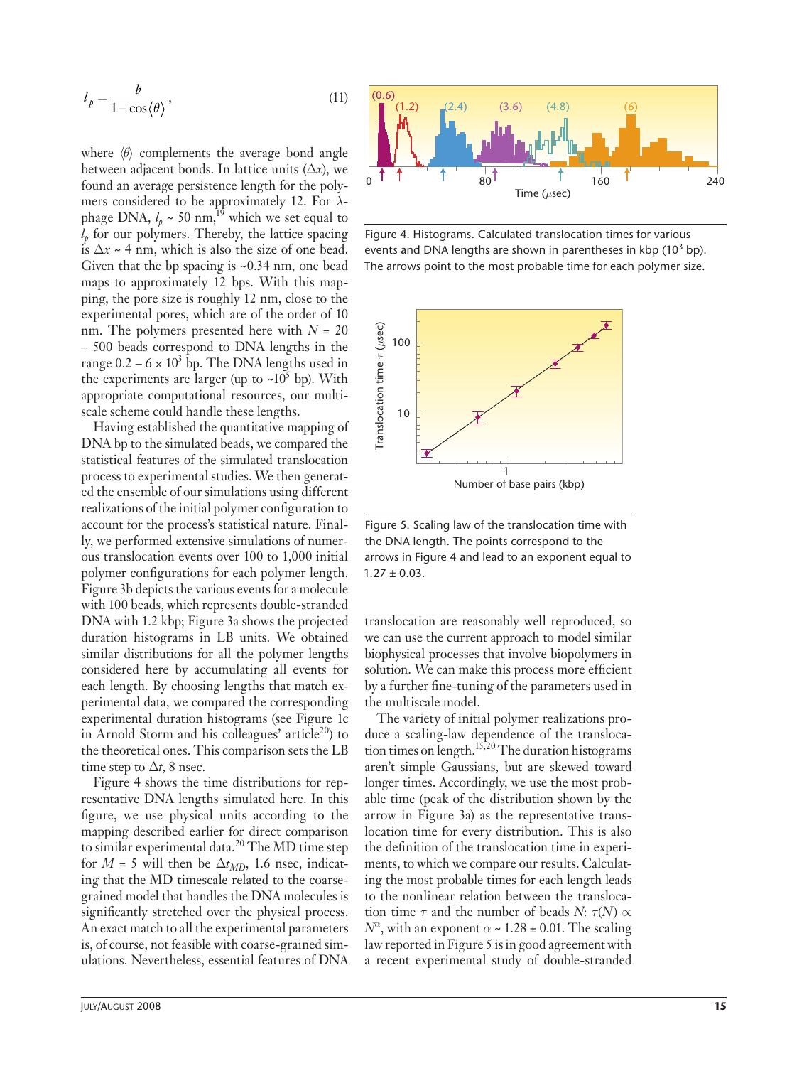$$l_p = \frac{b}{1 - \cos\langle\theta\rangle}, \tag{11}$$

where $\langle\theta\rangle$ complements the average bond angle between adjacent bonds. In lattice units ($\Delta x$), we found an average persistence length for the polymers considered to be approximately 12. For λ-phage DNA, $l_p$ ~ 50 nm,[19] which we set equal to $l_p$ for our polymers. Thereby, the lattice spacing is $\Delta x$ ~ 4 nm, which is also the size of one bead. Given that the bp spacing is ~0.34 nm, one bead maps to approximately 12 bps. With this mapping, the pore size is roughly 12 nm, close to the experimental pores, which are of the order of 10 nm. The polymers presented here with $N$ = 20 – 500 beads correspond to DNA lengths in the range 0.2 – 6 × $10^3$ bp. The DNA lengths used in the experiments are larger (up to ~$10^5$ bp). With appropriate computational resources, our multiscale scheme could handle these lengths.

Having established the quantitative mapping of DNA bp to the simulated beads, we compared the statistical features of the simulated translocation process to experimental studies. We then generated the ensemble of our simulations using different realizations of the initial polymer configuration to account for the process's statistical nature. Finally, we performed extensive simulations of numerous translocation events over 100 to 1,000 initial polymer configurations for each polymer length. Figure 3b depicts the various events for a molecule with 100 beads, which represents double-stranded DNA with 1.2 kbp; Figure 3a shows the projected duration histograms in LB units. We obtained similar distributions for all the polymer lengths considered here by accumulating all events for each length. By choosing lengths that match experimental data, we compared the corresponding experimental duration histograms (see Figure 1c in Arnold Storm and his colleagues' article[20]) to the theoretical ones. This comparison sets the LB time step to $\Delta t$, 8 nsec.

Figure 4 shows the time distributions for representative DNA lengths simulated here. In this figure, we use physical units according to the mapping described earlier for direct comparison to similar experimental data.[20] The MD time step for $M$ = 5 will then be $\Delta t_{MD}$, 1.6 nsec, indicating that the MD timescale related to the coarse-grained model that handles the DNA molecules is significantly stretched over the physical process. An exact match to all the experimental parameters is, of course, not feasible with coarse-grained simulations. Nevertheless, essential features of DNA translocation are reasonably well reproduced, so we can use the current approach to model similar biophysical processes that involve biopolymers in solution. We can make this process more efficient by a further fine-tuning of the parameters used in the multiscale model.

Figure 4. Histograms. Calculated translocation times for various events and DNA lengths are shown in parentheses in kbp ($10^3$ bp). The arrows point to the most probable time for each polymer size.

Figure 5. Scaling law of the translocation time with the DNA length. The points correspond to the arrows in Figure 4 and lead to an exponent equal to 1.27 ± 0.03.

The variety of initial polymer realizations produce a scaling-law dependence of the translocation times on length.[15,20] The duration histograms aren't simple Gaussians, but are skewed toward longer times. Accordingly, we use the most probable time (peak of the distribution shown by the arrow in Figure 3a) as the representative translocation time for every distribution. This is also the definition of the translocation time in experiments, to which we compare our results. Calculating the most probable times for each length leads to the nonlinear relation between the translocation time $\tau$ and the number of beads $N$: $\tau(N) \propto N^{\alpha}$, with an exponent $\alpha$ ~ 1.28 ± 0.01. The scaling law reported in Figure 5 is in good agreement with a recent experimental study of double-stranded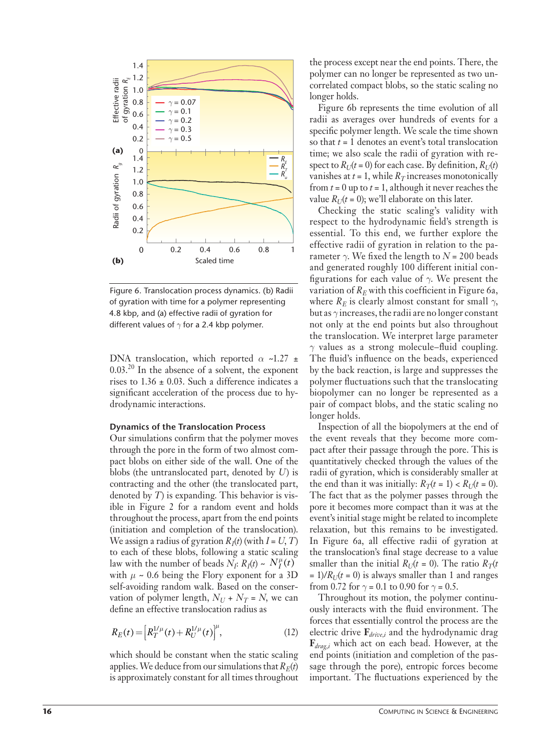Figure 6. Translocation process dynamics. (b) Radii of gyration with time for a polymer representing 4.8 kbp, and (a) effective radii of gyration for different values of $\gamma$ for a 2.4 kbp polymer.

DNA translocation, which reported $\alpha$ ~1.27 ± 0.03.[20] In the absence of a solvent, the exponent rises to 1.36 ± 0.03. Such a difference indicates a significant acceleration of the process due to hydrodynamic interactions.

### Dynamics of the Translocation Process

Our simulations confirm that the polymer moves through the pore in the form of two almost compact blobs on either side of the wall. One of the blobs (the untranslocated part, denoted by $U$) is contracting and the other (the translocated part, denoted by $T$) is expanding. This behavior is visible in Figure 2 for a random event and holds throughout the process, apart from the end points (initiation and completion of the translocation). We assign a radius of gyration $R_I(t)$ (with $I = U, T$) to each of these blobs, following a static scaling law with the number of beads $N_I$: $R_I(t) \sim N_I^{\mu}(t)$ with $\mu$ ~ 0.6 being the Flory exponent for a 3D self-avoiding random walk. Based on the conservation of polymer length, $N_U + N_T = N$, we can define an effective translocation radius as

$$R_E(t) = \left[R_T^{1/\mu}(t) + R_U^{1/\mu}(t)\right]^{\mu}, \tag{12}$$

which should be constant when the static scaling applies. We deduce from our simulations that $R_E(t)$ is approximately constant for all times throughout the process except near the end points. There, the polymer can no longer be represented as two uncorrelated compact blobs, so the static scaling no longer holds.

Figure 6b represents the time evolution of all radii as averages over hundreds of events for a specific polymer length. We scale the time shown so that $t = 1$ denotes an event's total translocation time; we also scale the radii of gyration with respect to $R_U(t = 0)$ for each case. By definition, $R_U(t)$ vanishes at $t = 1$, while $R_T$ increases monotonically from $t = 0$ up to $t = 1$, although it never reaches the value $R_U(t = 0)$; we'll elaborate on this later.

Checking the static scaling's validity with respect to the hydrodynamic field's strength is essential. To this end, we further explore the effective radii of gyration in relation to the parameter $\gamma$. We fixed the length to $N = 200$ beads and generated roughly 100 different initial configurations for each value of $\gamma$. We present the variation of $R_E$ with this coefficient in Figure 6a, where $R_E$ is clearly almost constant for small $\gamma$, but as $\gamma$ increases, the radii are no longer constant not only at the end points but also throughout the translocation. We interpret large parameter $\gamma$ values as a strong molecule–fluid coupling. The fluid's influence on the beads, experienced by the back reaction, is large and suppresses the polymer fluctuations such that the translocating biopolymer can no longer be represented as a pair of compact blobs, and the static scaling no longer holds.

Inspection of all the biopolymers at the end of the event reveals that they become more compact after their passage through the pore. This is quantitatively checked through the values of the radii of gyration, which is considerably smaller at the end than it was initially: $R_T(t = 1) < R_U(t = 0)$. The fact that as the polymer passes through the pore it becomes more compact than it was at the event's initial stage might be related to incomplete relaxation, but this remains to be investigated. In Figure 6a, all effective radii of gyration at the translocation's final stage decrease to a value smaller than the initial $R_U(t = 0)$. The ratio $R_T(t = 1)/R_U(t = 0)$ is always smaller than 1 and ranges from 0.72 for $\gamma = 0.1$ to 0.90 for $\gamma = 0.5$.

Throughout its motion, the polymer continuously interacts with the fluid environment. The forces that essentially control the process are the electric drive $\mathbf{F}_{drive,i}$ and the hydrodynamic drag $\mathbf{F}_{drag,i}$ which act on each bead. However, at the end points (initiation and completion of the passage through the pore), entropic forces become important. The fluctuations experienced by the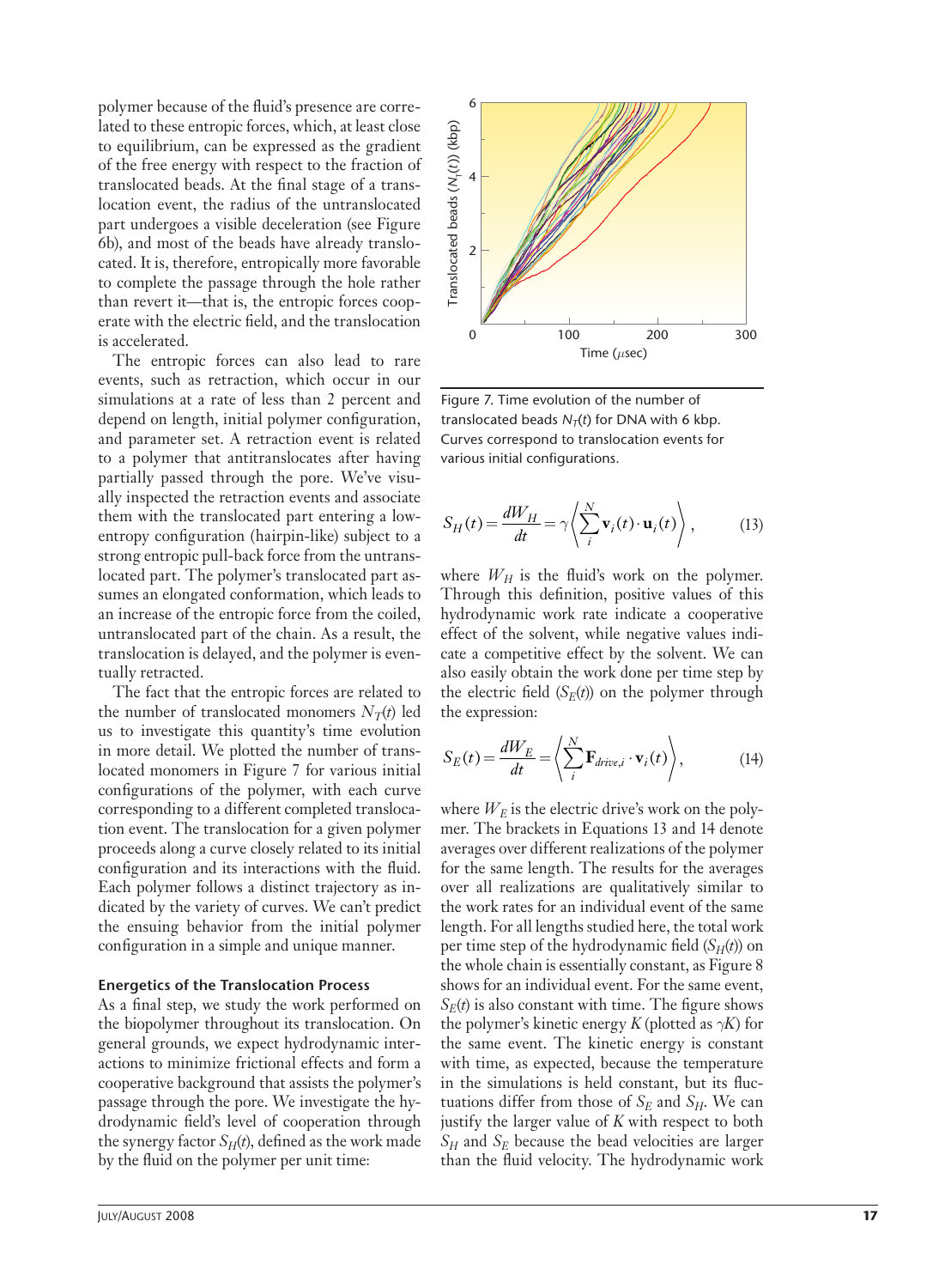polymer because of the fluid's presence are correlated to these entropic forces, which, at least close to equilibrium, can be expressed as the gradient of the free energy with respect to the fraction of translocated beads. At the final stage of a translocation event, the radius of the untranslocated part undergoes a visible deceleration (see Figure 6b), and most of the beads have already translocated. It is, therefore, entropically more favorable to complete the passage through the hole rather than revert it—that is, the entropic forces cooperate with the electric field, and the translocation is accelerated.

The entropic forces can also lead to rare events, such as retraction, which occur in our simulations at a rate of less than 2 percent and depend on length, initial polymer configuration, and parameter set. A retraction event is related to a polymer that antitranslocates after having partially passed through the pore. We've visually inspected the retraction events and associate them with the translocated part entering a low-entropy configuration (hairpin-like) subject to a strong entropic pull-back force from the untranslocated part. The polymer's translocated part assumes an elongated conformation, which leads to an increase of the entropic force from the coiled, untranslocated part of the chain. As a result, the translocation is delayed, and the polymer is eventually retracted.

The fact that the entropic forces are related to the number of translocated monomers $N_T(t)$ led us to investigate this quantity's time evolution in more detail. We plotted the number of translocated monomers in Figure 7 for various initial configurations of the polymer, with each curve corresponding to a different completed translocation event. The translocation for a given polymer proceeds along a curve closely related to its initial configuration and its interactions with the fluid. Each polymer follows a distinct trajectory as indicated by the variety of curves. We can't predict the ensuing behavior from the initial polymer configuration in a simple and unique manner.

### Energetics of the Translocation Process

As a final step, we study the work performed on the biopolymer throughout its translocation. On general grounds, we expect hydrodynamic interactions to minimize frictional effects and form a cooperative background that assists the polymer's passage through the pore. We investigate the hydrodynamic field's level of cooperation through the synergy factor $S_H(t)$, defined as the work made by the fluid on the polymer per unit time:

Figure 7. Time evolution of the number of translocated beads $N_T(t)$ for DNA with 6 kbp. Curves correspond to translocation events for various initial configurations.

$$S_H(t) = \frac{dW_H}{dt} = \gamma \left\langle \sum_i^N \mathbf{v}_i(t) \cdot \mathbf{u}_i(t) \right\rangle, \tag{13}$$

where $W_H$ is the fluid's work on the polymer. Through this definition, positive values of this hydrodynamic work rate indicate a cooperative effect of the solvent, while negative values indicate a competitive effect by the solvent. We can also easily obtain the work done per time step by the electric field ($S_E(t)$) on the polymer through the expression:

$$S_E(t) = \frac{dW_E}{dt} = \left\langle \sum_i^N \mathbf{F}_{drive,i} \cdot \mathbf{v}_i(t) \right\rangle, \tag{14}$$

where $W_E$ is the electric drive's work on the polymer. The brackets in Equations 13 and 14 denote averages over different realizations of the polymer for the same length. The results for the averages over all realizations are qualitatively similar to the work rates for an individual event of the same length. For all lengths studied here, the total work per time step of the hydrodynamic field ($S_H(t)$) on the whole chain is essentially constant, as Figure 8 shows for an individual event. For the same event, $S_E(t)$ is also constant with time. The figure shows the polymer's kinetic energy $K$ (plotted as $\gamma K$) for the same event. The kinetic energy is constant with time, as expected, because the temperature in the simulations is held constant, but its fluctuations differ from those of $S_E$ and $S_H$. We can justify the larger value of $K$ with respect to both $S_H$ and $S_E$ because the bead velocities are larger than the fluid velocity. The hydrodynamic work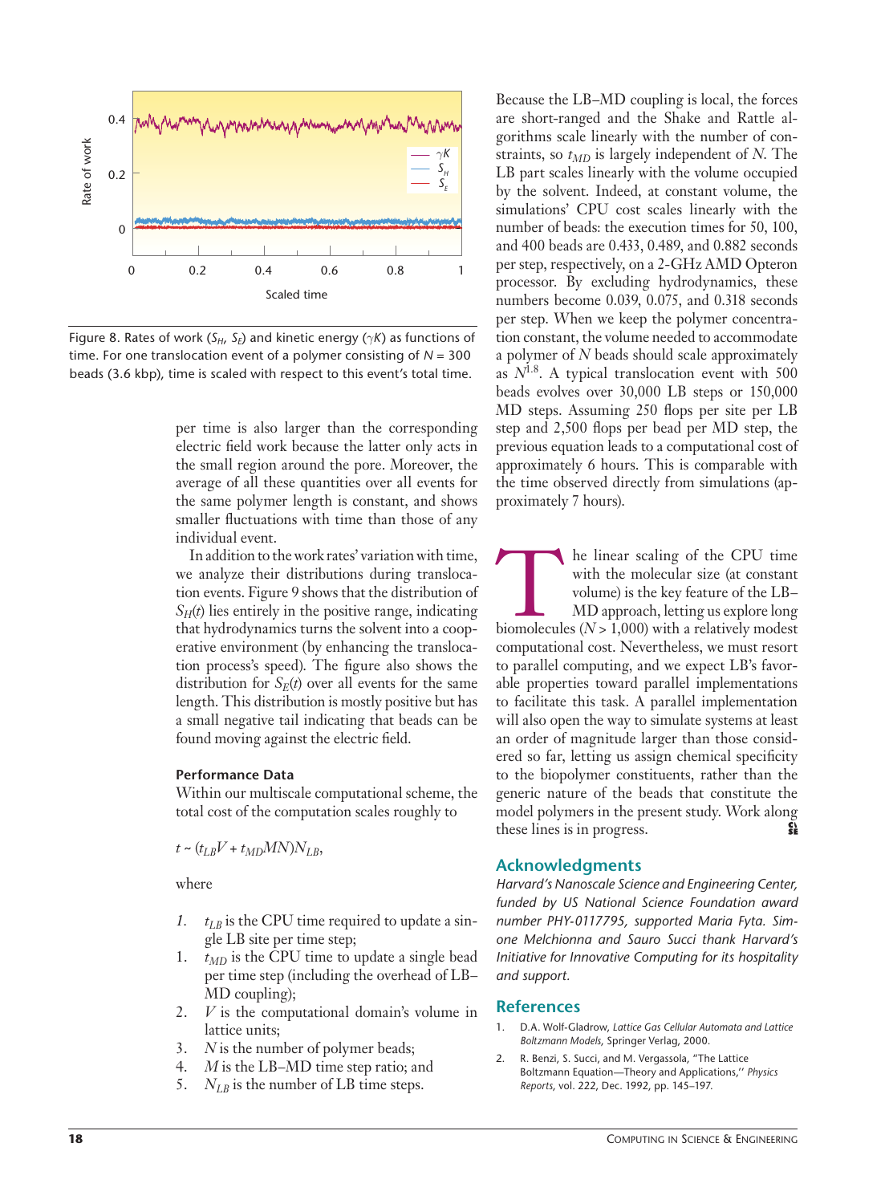Figure 8. Rates of work ($S_H$, $S_E$) and kinetic energy ($\gamma K$) as functions of time. For one translocation event of a polymer consisting of $N = 300$ beads (3.6 kbp), time is scaled with respect to this event's total time.

per time is also larger than the corresponding electric field work because the latter only acts in the small region around the pore. Moreover, the average of all these quantities over all events for the same polymer length is constant, and shows smaller fluctuations with time than those of any individual event.

In addition to the work rates' variation with time, we analyze their distributions during translocation events. Figure 9 shows that the distribution of $S_H(t)$ lies entirely in the positive range, indicating that hydrodynamics turns the solvent into a cooperative environment (by enhancing the translocation process's speed). The figure also shows the distribution for $S_E(t)$ over all events for the same length. This distribution is mostly positive but has a small negative tail indicating that beads can be found moving against the electric field.

### Performance Data

Within our multiscale computational scheme, the total cost of the computation scales roughly to

$$t \sim (t_{LB}V + t_{MD}MN)N_{LB},$$

where

1. $t_{LB}$ is the CPU time required to update a single LB site per time step;
1. $t_{MD}$ is the CPU time to update a single bead per time step (including the overhead of LB–MD coupling);
2. $V$ is the computational domain's volume in lattice units;
3. $N$ is the number of polymer beads;
4. $M$ is the LB–MD time step ratio; and
5. $N_{LB}$ is the number of LB time steps.

Because the LB–MD coupling is local, the forces are short-ranged and the Shake and Rattle algorithms scale linearly with the number of constraints, so $t_{MD}$ is largely independent of $N$. The LB part scales linearly with the volume occupied by the solvent. Indeed, at constant volume, the simulations' CPU cost scales linearly with the number of beads: the execution times for 50, 100, and 400 beads are 0.433, 0.489, and 0.882 seconds per step, respectively, on a 2-GHz AMD Opteron processor. By excluding hydrodynamics, these numbers become 0.039, 0.075, and 0.318 seconds per step. When we keep the polymer concentration constant, the volume needed to accommodate a polymer of $N$ beads should scale approximately as $N^{1.8}$. A typical translocation event with 500 beads evolves over 30,000 LB steps or 150,000 MD steps. Assuming 250 flops per site per LB step and 2,500 flops per bead per MD step, the previous equation leads to a computational cost of approximately 6 hours. This is comparable with the time observed directly from simulations (approximately 7 hours).

The linear scaling of the CPU time with the molecular size (at constant volume) is the key feature of the LB–MD approach, letting us explore long biomolecules ($N > 1{,}000$) with a relatively modest computational cost. Nevertheless, we must resort to parallel computing, and we expect LB's favorable properties toward parallel implementations to facilitate this task. A parallel implementation will also open the way to simulate systems at least an order of magnitude larger than those considered so far, letting us assign chemical specificity to the biopolymer constituents, rather than the generic nature of the beads that constitute the model polymers in the present study. Work along these lines is in progress.

## Acknowledgments

*Harvard's Nanoscale Science and Engineering Center, funded by US National Science Foundation award number PHY-0117795, supported Maria Fyta. Simone Melchionna and Sauro Succi thank Harvard's Initiative for Innovative Computing for its hospitality and support.*

## References

1. D.A. Wolf-Gladrow, *Lattice Gas Cellular Automata and Lattice Boltzmann Models*, Springer Verlag, 2000.
2. R. Benzi, S. Succi, and M. Vergassola, "The Lattice Boltzmann Equation—Theory and Applications," *Physics Reports*, vol. 222, Dec. 1992, pp. 145–197.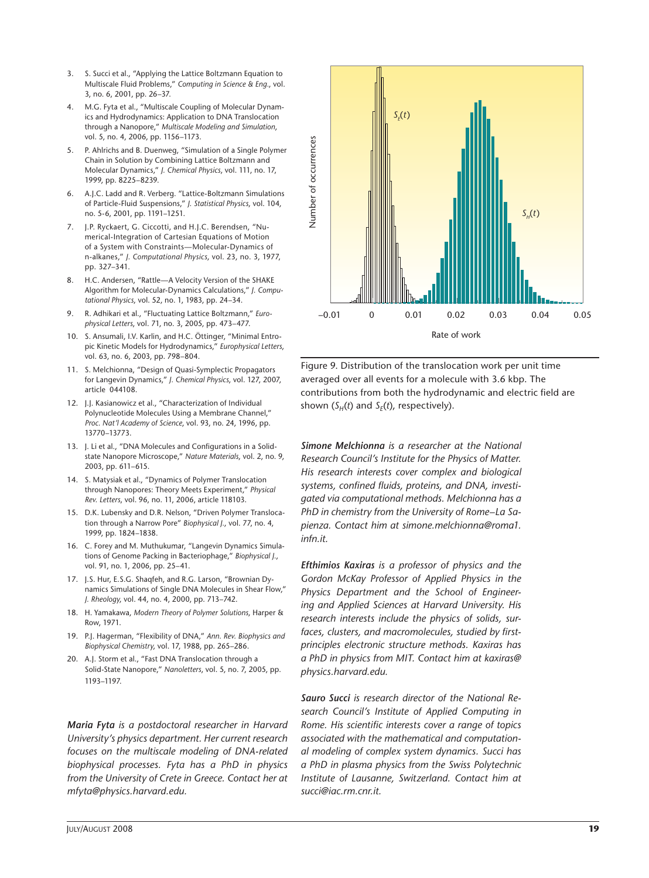3. S. Succi et al., "Applying the Lattice Boltzmann Equation to Multiscale Fluid Problems," *Computing in Science & Eng.*, vol. 3, no. 6, 2001, pp. 26–37.
4. M.G. Fyta et al., "Multiscale Coupling of Molecular Dynamics and Hydrodynamics: Application to DNA Translocation through a Nanopore," *Multiscale Modeling and Simulation*, vol. 5, no. 4, 2006, pp. 1156–1173.
5. P. Ahlrichs and B. Duenweg, "Simulation of a Single Polymer Chain in Solution by Combining Lattice Boltzmann and Molecular Dynamics," *J. Chemical Physics*, vol. 111, no. 17, 1999, pp. 8225–8239.
6. A.J.C. Ladd and R. Verberg. "Lattice-Boltzmann Simulations of Particle-Fluid Suspensions," *J. Statistical Physics*, vol. 104, no. 5-6, 2001, pp. 1191–1251.
7. J.P. Ryckaert, G. Ciccotti, and H.J.C. Berendsen, "Numerical-Integration of Cartesian Equations of Motion of a System with Constraints—Molecular-Dynamics of n-alkanes," *J. Computational Physics*, vol. 23, no. 3, 1977, pp. 327–341.
8. H.C. Andersen, "Rattle—A Velocity Version of the SHAKE Algorithm for Molecular-Dynamics Calculations," *J. Computational Physics*, vol. 52, no. 1, 1983, pp. 24–34.
9. R. Adhikari et al., "Fluctuating Lattice Boltzmann," *Europhysical Letters*, vol. 71, no. 3, 2005, pp. 473–477.
10. S. Ansumali, I.V. Karlin, and H.C. Öttinger, "Minimal Entropic Kinetic Models for Hydrodynamics," *Europhysical Letters*, vol. 63, no. 6, 2003, pp. 798–804.
11. S. Melchionna, "Design of Quasi-Symplectic Propagators for Langevin Dynamics," *J. Chemical Physics*, vol. 127, 2007, article 044108.
12. J.J. Kasianowicz et al., "Characterization of Individual Polynucleotide Molecules Using a Membrane Channel," *Proc. Nat'l Academy of Science*, vol. 93, no. 24, 1996, pp. 13770–13773.
13. J. Li et al., "DNA Molecules and Configurations in a Solid-state Nanopore Microscope," *Nature Materials*, vol. 2, no. 9, 2003, pp. 611–615.
14. S. Matysiak et al., "Dynamics of Polymer Translocation through Nanopores: Theory Meets Experiment," *Physical Rev. Letters*, vol. 96, no. 11, 2006, article 118103.
15. D.K. Lubensky and D.R. Nelson, "Driven Polymer Translocation through a Narrow Pore" *Biophysical J.*, vol. 77, no. 4, 1999, pp. 1824–1838.
16. C. Forey and M. Muthukumar, "Langevin Dynamics Simulations of Genome Packing in Bacteriophage," *Biophysical J.*, vol. 91, no. 1, 2006, pp. 25–41.
17. J.S. Hur, E.S.G. Shaqfeh, and R.G. Larson, "Brownian Dynamics Simulations of Single DNA Molecules in Shear Flow," *J. Rheology*, vol. 44, no. 4, 2000, pp. 713–742.
18. H. Yamakawa, *Modern Theory of Polymer Solutions*, Harper & Row, 1971.
19. P.J. Hagerman, "Flexibility of DNA," *Ann. Rev. Biophysics and Biophysical Chemistry*, vol. 17, 1988, pp. 265–286.
20. A.J. Storm et al., "Fast DNA Translocation through a Solid-State Nanopore," *Nanoletters*, vol. 5, no. 7, 2005, pp. 1193–1197.

$S_E(t)$

$S_H(t)$

Number of occurrences

–0.01 0 0.01 0.02 0.03 0.04 0.05

Rate of work

Figure 9. Distribution of the translocation work per unit time averaged over all events for a molecule with 3.6 kbp. The contributions from both the hydrodynamic and electric field are shown ($S_H(t)$ and $S_E(t)$, respectively).

***Maria Fyta*** *is a postdoctoral researcher in Harvard University's physics department. Her current research focuses on the multiscale modeling of DNA-related biophysical processes. Fyta has a PhD in physics from the University of Crete in Greece. Contact her at mfyta@physics.harvard.edu.*

***Simone Melchionna*** *is a researcher at the National Research Council's Institute for the Physics of Matter. His research interests cover complex and biological systems, confined fluids, proteins, and DNA, investigated via computational methods. Melchionna has a PhD in chemistry from the University of Rome–La Sapienza. Contact him at simone.melchionna@roma1.infn.it.*

***Efthimios Kaxiras*** *is a professor of physics and the Gordon McKay Professor of Applied Physics in the Physics Department and the School of Engineering and Applied Sciences at Harvard University. His research interests include the physics of solids, surfaces, clusters, and macromolecules, studied by first-principles electronic structure methods. Kaxiras has a PhD in physics from MIT. Contact him at kaxiras@physics.harvard.edu.*

***Sauro Succi*** *is research director of the National Research Council's Institute of Applied Computing in Rome. His scientific interests cover a range of topics associated with the mathematical and computational modeling of complex system dynamics. Succi has a PhD in plasma physics from the Swiss Polytechnic Institute of Lausanne, Switzerland. Contact him at succi@iac.rm.cnr.it.*